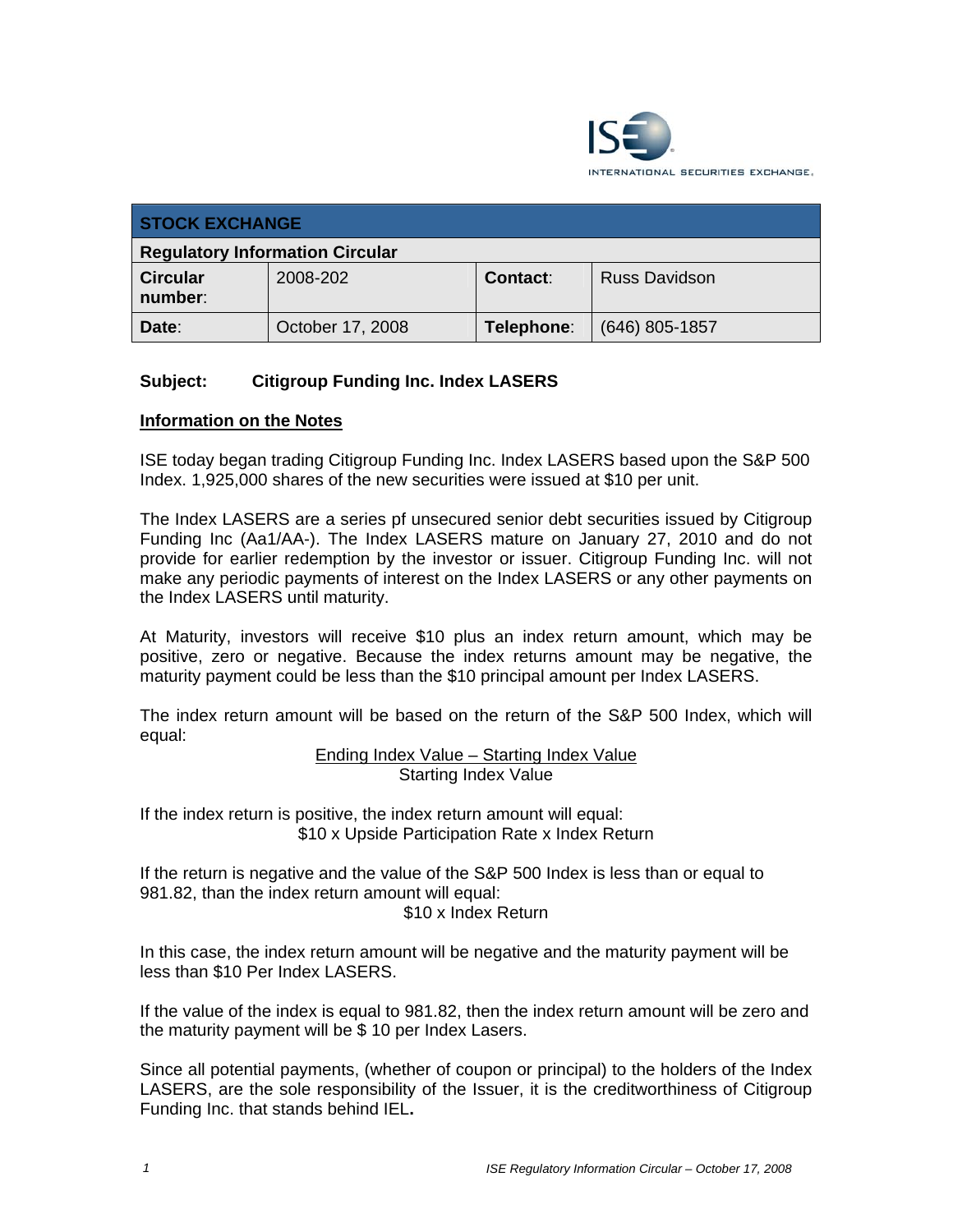ISE INTERNATIONAL SECURITIES EXCHANGE.

| STOCK EXCHANGE | | | |
|---|---|---|---|
| **Regulatory Information Circular** | | | |
| **Circular number**: | 2008-202 | **Contact**: | Russ Davidson |
| **Date**: | October 17, 2008 | **Telephone**: | (646) 805-1857 |

**Subject: Citigroup Funding Inc. Index LASERS**

**Information on the Notes**

ISE today began trading Citigroup Funding Inc. Index LASERS based upon the S&P 500 Index. 1,925,000 shares of the new securities were issued at $10 per unit.

The Index LASERS are a series pf unsecured senior debt securities issued by Citigroup Funding Inc (Aa1/AA-). The Index LASERS mature on January 27, 2010 and do not provide for earlier redemption by the investor or issuer. Citigroup Funding Inc. will not make any periodic payments of interest on the Index LASERS or any other payments on the Index LASERS until maturity.

At Maturity, investors will receive $10 plus an index return amount, which may be positive, zero or negative. Because the index returns amount may be negative, the maturity payment could be less than the $10 principal amount per Index LASERS.

The index return amount will be based on the return of the S&P 500 Index, which will equal:

$$\frac{\text{Ending Index Value} - \text{Starting Index Value}}{\text{Starting Index Value}}$$

If the index return is positive, the index return amount will equal:

$10 x Upside Participation Rate x Index Return

If the return is negative and the value of the S&P 500 Index is less than or equal to 981.82, than the index return amount will equal:

$10 x Index Return

In this case, the index return amount will be negative and the maturity payment will be less than $10 Per Index LASERS.

If the value of the index is equal to 981.82, then the index return amount will be zero and the maturity payment will be $ 10 per Index Lasers.

Since all potential payments, (whether of coupon or principal) to the holders of the Index LASERS, are the sole responsibility of the Issuer, it is the creditworthiness of Citigroup Funding Inc. that stands behind IEL**.**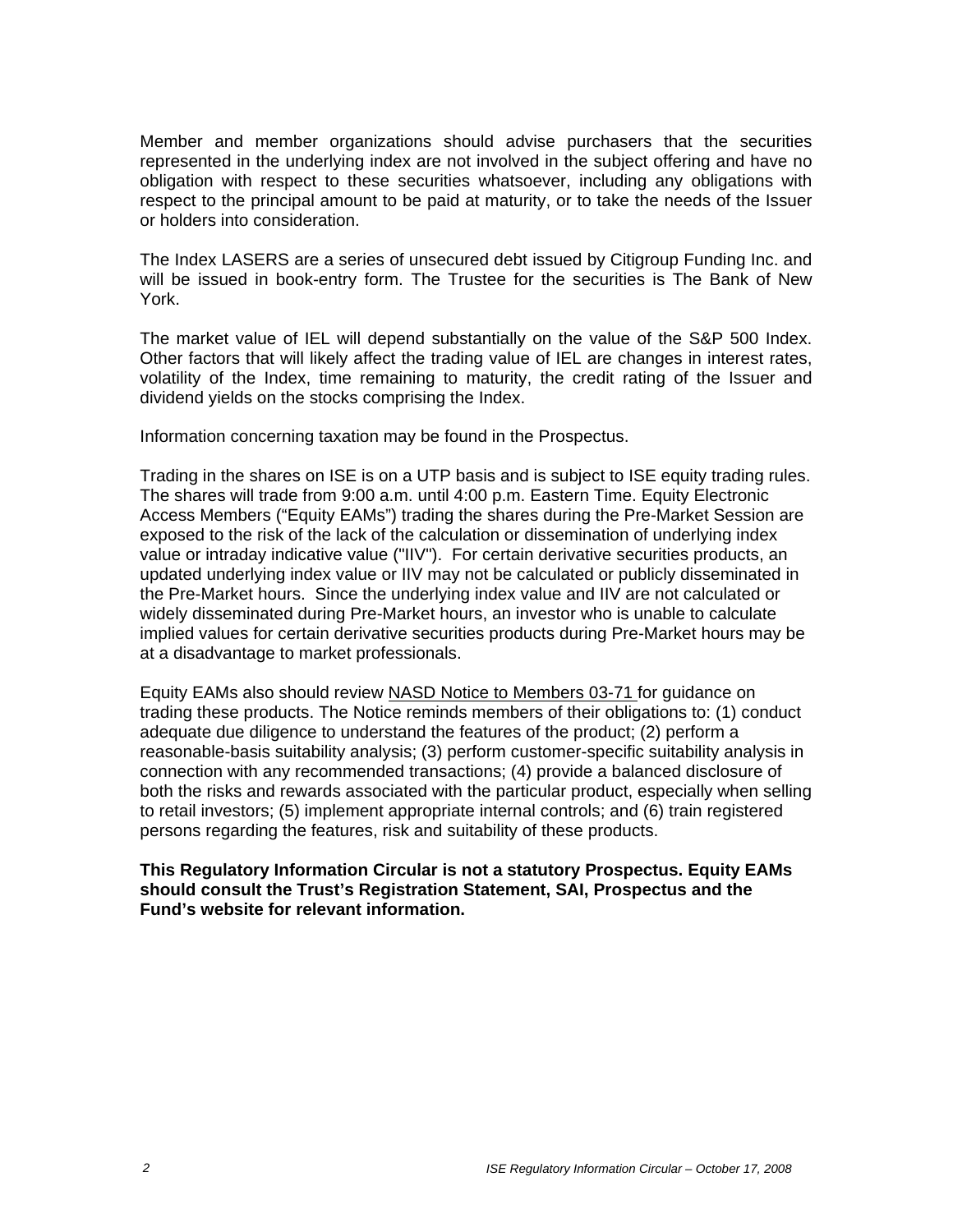Member and member organizations should advise purchasers that the securities represented in the underlying index are not involved in the subject offering and have no obligation with respect to these securities whatsoever, including any obligations with respect to the principal amount to be paid at maturity, or to take the needs of the Issuer or holders into consideration.

The Index LASERS are a series of unsecured debt issued by Citigroup Funding Inc. and will be issued in book-entry form. The Trustee for the securities is The Bank of New York.

The market value of IEL will depend substantially on the value of the S&P 500 Index. Other factors that will likely affect the trading value of IEL are changes in interest rates, volatility of the Index, time remaining to maturity, the credit rating of the Issuer and dividend yields on the stocks comprising the Index.

Information concerning taxation may be found in the Prospectus.

Trading in the shares on ISE is on a UTP basis and is subject to ISE equity trading rules. The shares will trade from 9:00 a.m. until 4:00 p.m. Eastern Time. Equity Electronic Access Members ("Equity EAMs") trading the shares during the Pre-Market Session are exposed to the risk of the lack of the calculation or dissemination of underlying index value or intraday indicative value ("IIV"). For certain derivative securities products, an updated underlying index value or IIV may not be calculated or publicly disseminated in the Pre-Market hours. Since the underlying index value and IIV are not calculated or widely disseminated during Pre-Market hours, an investor who is unable to calculate implied values for certain derivative securities products during Pre-Market hours may be at a disadvantage to market professionals.

Equity EAMs also should review NASD Notice to Members 03-71 for guidance on trading these products. The Notice reminds members of their obligations to: (1) conduct adequate due diligence to understand the features of the product; (2) perform a reasonable-basis suitability analysis; (3) perform customer-specific suitability analysis in connection with any recommended transactions; (4) provide a balanced disclosure of both the risks and rewards associated with the particular product, especially when selling to retail investors; (5) implement appropriate internal controls; and (6) train registered persons regarding the features, risk and suitability of these products.

**This Regulatory Information Circular is not a statutory Prospectus. Equity EAMs should consult the Trust's Registration Statement, SAI, Prospectus and the Fund's website for relevant information.**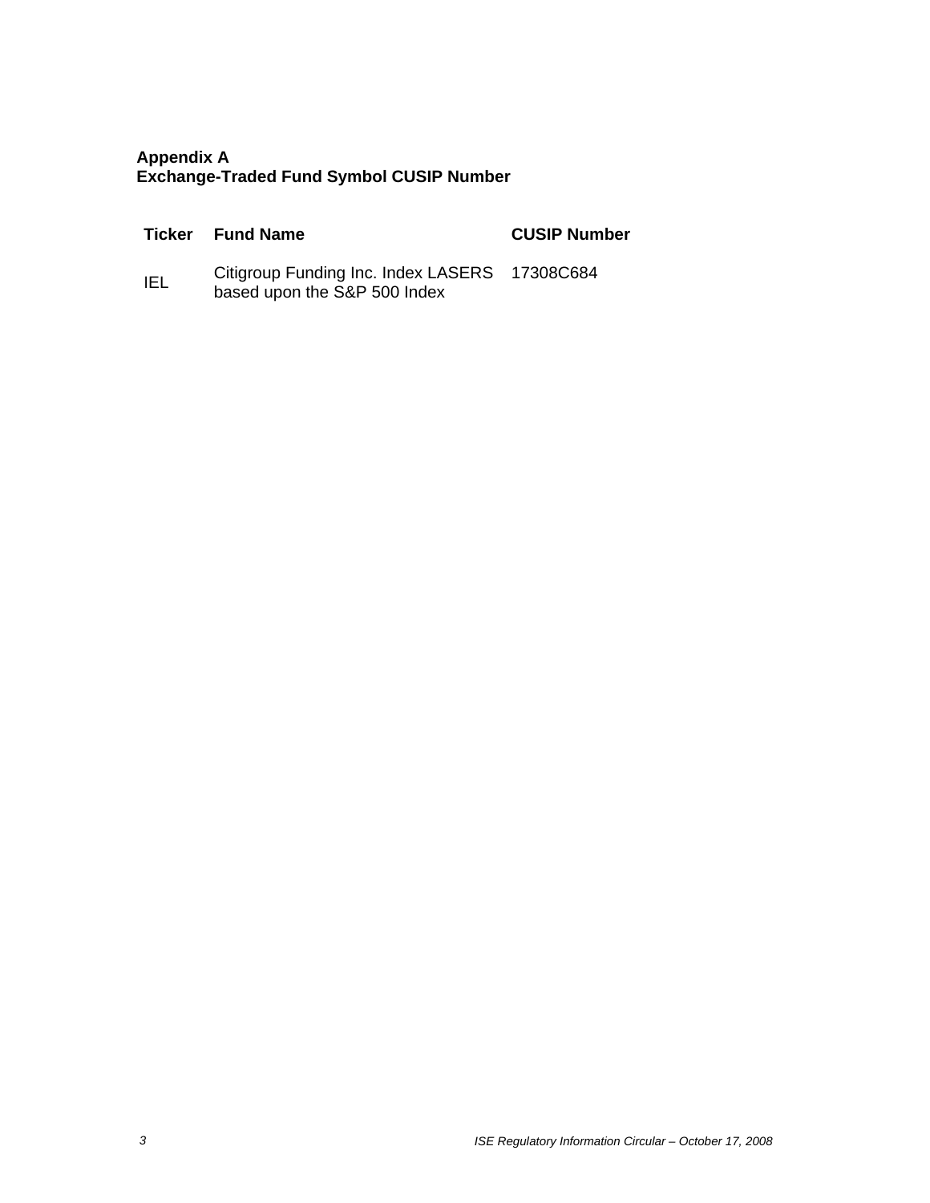**Appendix A**
**Exchange-Traded Fund Symbol CUSIP Number**

| Ticker | Fund Name | CUSIP Number |
| --- | --- | --- |
| IEL | Citigroup Funding Inc. Index LASERS based upon the S&P 500 Index | 17308C684 |